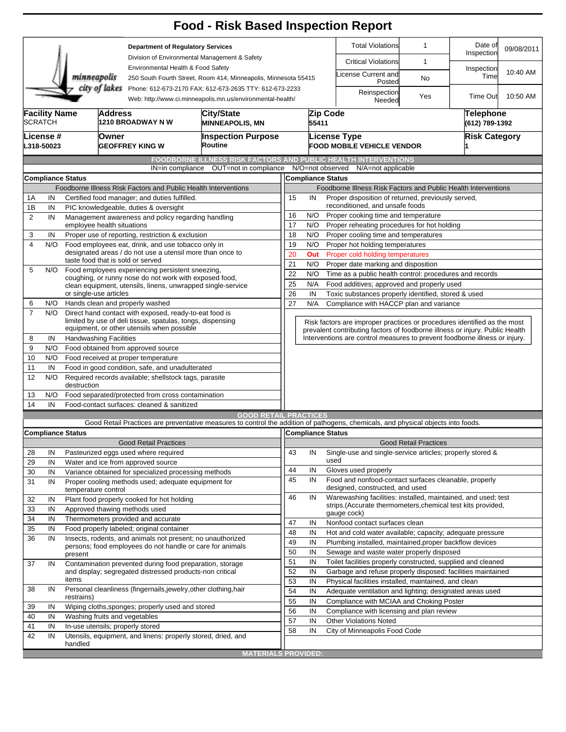# Food - Risk Based Inspection Report

**Department of Regulatory Services**
Division of Environmental Management & Safety
Environmental Health & Food Safety
250 South Fourth Street, Room 414, Minneapolis, Minnesota 55415
Phone: 612-673-2170 FAX: 612-673-2635 TTY: 612-673-2233
Web: http://www.ci.minneapolis.mn.us/environmental-health/

| Total Violations | 1 | Date of Inspection | 09/08/2011 |
|---|---|---|---|
| Critical Violations | 1 | Inspection Time | 10:40 AM |
| License Current and Posted | No | | |
| Reinspection Needed | Yes | Time Out | 10:50 AM |

| Facility Name | Address | City/State | Zip Code | Telephone |
|---|---|---|---|---|
| SCRATCH | 1210 BROADWAY N W | MINNEAPOLIS, MN | 55411 | (612) 789-1392 |

| License # | Owner | Inspection Purpose | License Type | Risk Category |
|---|---|---|---|---|
| L318-50023 | GEOFFREY KING W | Routine | FOOD MOBILE VEHICLE VENDOR | 1 |

## FOODBORNE ILLNESS RISK FACTORS AND PUBLIC HEALTH INTERVENTIONS

IN=in compliance OUT=not in compliance N/O=not observed N/A=not applicable

**Compliance Status** — Foodborne Illness Risk Factors and Public Health Interventions

| # | Status | Item |
|---|---|---|
| 1A | IN | Certified food manager; and duties fulfilled. |
| 1B | IN | PIC knowledgeable, duties & oversight |
| 2 | IN | Management awareness and policy regarding handling employee health situations |
| 3 | IN | Proper use of reporting, restriction & exclusion |
| 4 | N/O | Food employees eat, drink, and use tobacco only in designated areas / do not use a utensil more than once to taste food that is sold or served |
| 5 | N/O | Food employees experiencing persistent sneezing, coughing, or runny nose do not work with exposed food, clean equipment, utensils, linens, unwrapped single-service or single-use articles |
| 6 | N/O | Hands clean and properly washed |
| 7 | N/O | Direct hand contact with exposed, ready-to-eat food is limited by use of deli tissue, spatulas, tongs, dispensing equipment, or other utensils when possible |
| 8 | IN | Handwashing Facilities |
| 9 | N/O | Food obtained from approved source |
| 10 | N/O | Food received at proper temperature |
| 11 | IN | Food in good condition, safe, and unadulterated |
| 12 | N/O | Required records available; shellstock tags, parasite destruction |
| 13 | N/O | Food separated/protected from cross contamination |
| 14 | IN | Food-contact surfaces: cleaned & sanitized |
| 15 | IN | Proper disposition of returned, previously served, reconditioned, and unsafe foods |
| 16 | N/O | Proper cooking time and temperature |
| 17 | N/O | Proper reheating procedures for hot holding |
| 18 | N/O | Proper cooling time and temperatures |
| 19 | N/O | Proper hot holding temperatures |
| 20 | Out | Proper cold holding temperatures |
| 21 | N/O | Proper date marking and disposition |
| 22 | N/O | Time as a public health control: procedures and records |
| 25 | N/A | Food additives; approved and properly used |
| 26 | IN | Toxic substances properly identified, stored & used |
| 27 | N/A | Compliance with HACCP plan and variance |

Risk factors are improper practices or procedures identified as the most prevalent contributing factors of foodborne illness or injury. Public Health Interventions are control measures to prevent foodborne illness or injury.

## GOOD RETAIL PRACTICES

Good Retail Practices are preventative measures to control the addition of pathogens, chemicals, and physical objects into foods.

**Compliance Status** — Good Retail Practices

| # | Status | Item |
|---|---|---|
| 28 | IN | Pasteurized eggs used where required |
| 29 | IN | Water and ice from approved source |
| 30 | IN | Variance obtained for specialized processing methods |
| 31 | IN | Proper cooling methods used; adequate equipment for temperature control |
| 32 | IN | Plant food properly cooked for hot holding |
| 33 | IN | Approved thawing methods used |
| 34 | IN | Thermometers provided and accurate |
| 35 | IN | Food properly labeled; original container |
| 36 | IN | Insects, rodents, and animals not present; no unauthorized persons; food employees do not handle or care for animals present |
| 37 | IN | Contamination prevented during food preparation, storage and display; segregated distressed products-non critical items |
| 38 | IN | Personal cleanliness (fingernails,jewelry,other clothing,hair restrains) |
| 39 | IN | Wiping cloths,sponges; properly used and stored |
| 40 | IN | Washing fruits and vegetables |
| 41 | IN | In-use utensils; properly stored |
| 42 | IN | Utensils, equipment, and linens: properly stored, dried, and handled |
| 43 | IN | Single-use and single-service articles; properly stored & used |
| 44 | IN | Gloves used properly |
| 45 | IN | Food and nonfood-contact surfaces cleanable, properly designed, constructed, and used |
| 46 | IN | Warewashing facilities: installed, maintained, and used; test strips.(Accurate thermometers,chemical test kits provided, gauge cock) |
| 47 | IN | Nonfood contact surfaces clean |
| 48 | IN | Hot and cold water available; capacity; adequate pressure |
| 49 | IN | Plumbing installed, maintained,proper backflow devices |
| 50 | IN | Sewage and waste water properly disposed |
| 51 | IN | Toilet facilities properly constructed, supplied and cleaned |
| 52 | IN | Garbage and refuse properly disposed: facilities maintained |
| 53 | IN | Physical facilities installed, maintained, and clean |
| 54 | IN | Adequate ventilation and lighting; designated areas used |
| 55 | IN | Compliance with MCIAA and Choking Poster |
| 56 | IN | Compliance with licensing and plan review |
| 57 | IN | Other Violations Noted |
| 58 | IN | City of Minneapolis Food Code |

## MATERIALS PROVIDED: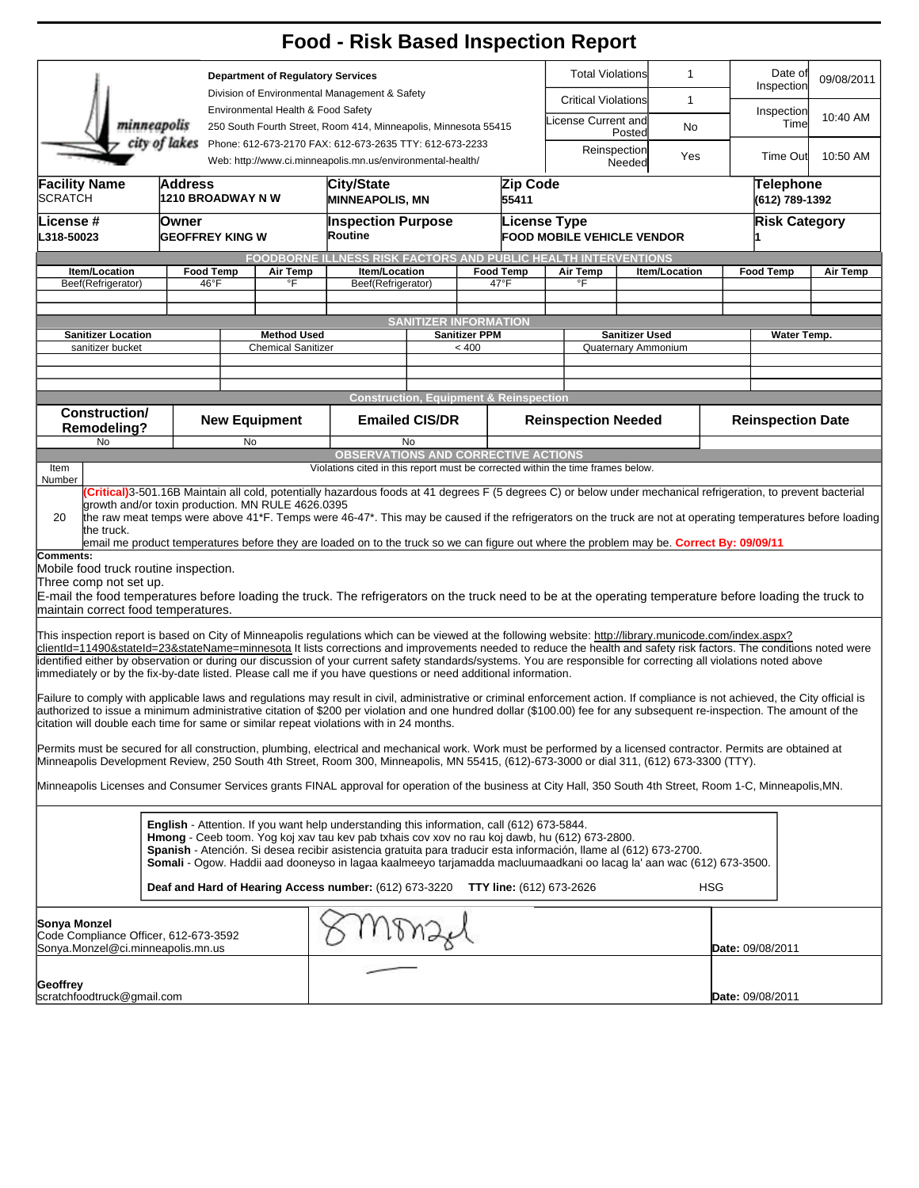# Food - Risk Based Inspection Report

**Department of Regulatory Services**
Division of Environmental Management & Safety
Environmental Health & Food Safety
250 South Fourth Street, Room 414, Minneapolis, Minnesota 55415
Phone: 612-673-2170 FAX: 612-673-2635 TTY: 612-673-2233
Web: http://www.ci.minneapolis.mn.us/environmental-health/

minneapolis city of lakes

| | | | |
|---|---|---|---|
| Total Violations | 1 | Date of Inspection | 09/08/2011 |
| Critical Violations | 1 | Inspection Time | 10:40 AM |
| License Current and Posted | No | | |
| Reinspection Needed | Yes | Time Out | 10:50 AM |

| Facility Name | Address | City/State | Zip Code | Telephone |
|---|---|---|---|---|
| SCRATCH | 1210 BROADWAY N W | MINNEAPOLIS, MN | 55411 | (612) 789-1392 |

| License # | Owner | Inspection Purpose | License Type | Risk Category |
|---|---|---|---|---|
| L318-50023 | GEOFFREY KING W | Routine | FOOD MOBILE VEHICLE VENDOR | 1 |

## FOODBORNE ILLNESS RISK FACTORS AND PUBLIC HEALTH INTERVENTIONS

| Item/Location | Food Temp | Air Temp | Item/Location | Food Temp | Air Temp | Item/Location | Food Temp | Air Temp |
|---|---|---|---|---|---|---|---|---|
| Beef(Refrigerator) | 46°F | °F | Beef(Refrigerator) | 47°F | °F | | | |

## SANITIZER INFORMATION

| Sanitizer Location | Method Used | Sanitizer PPM | Sanitizer Used | Water Temp. |
|---|---|---|---|---|
| sanitizer bucket | Chemical Sanitizer | < 400 | Quaternary Ammonium | |

## Construction, Equipment & Reinspection

| Construction/ Remodeling? | New Equipment | Emailed CIS/DR | Reinspection Needed | Reinspection Date |
|---|---|---|---|---|
| No | No | No | | |

## OBSERVATIONS AND CORRECTIVE ACTIONS

Violations cited in this report must be corrected within the time frames below.

| Item Number | |
|---|---|
| 20 | (Critical)3-501.16B Maintain all cold, potentially hazardous foods at 41 degrees F (5 degrees C) or below under mechanical refrigeration, to prevent bacterial growth and/or toxin production. MN RULE 4626.0395<br>the raw meat temps were above 41*F. Temps were 46-47*. This may be caused if the refrigerators on the truck are not at operating temperatures before loading the truck.<br>email me product temperatures before they are loaded on to the truck so we can figure out where the problem may be. **Correct By: 09/09/11** |

**Comments:**
Mobile food truck routine inspection.
Three comp not set up.
E-mail the food temperatures before loading the truck. The refrigerators on the truck need to be at the operating temperature before loading the truck to maintain correct food temperatures.

This inspection report is based on City of Minneapolis regulations which can be viewed at the following website: http://library.municode.com/index.aspx?clientId=11490&stateId=23&stateName=minnesota It lists corrections and improvements needed to reduce the health and safety risk factors. The conditions noted were identified either by observation or during our discussion of your current safety standards/systems. You are responsible for correcting all violations noted above immediately or by the fix-by-date listed. Please call me if you have questions or need additional information.

Failure to comply with applicable laws and regulations may result in civil, administrative or criminal enforcement action. If compliance is not achieved, the City official is authorized to issue a minimum administrative citation of $200 per violation and one hundred dollar ($100.00) fee for any subsequent re-inspection. The amount of the citation will double each time for same or similar repeat violations with in 24 months.

Permits must be secured for all construction, plumbing, electrical and mechanical work. Work must be performed by a licensed contractor. Permits are obtained at Minneapolis Development Review, 250 South 4th Street, Room 300, Minneapolis, MN 55415, (612)-673-3000 or dial 311, (612) 673-3300 (TTY).

Minneapolis Licenses and Consumer Services grants FINAL approval for operation of the business at City Hall, 350 South 4th Street, Room 1-C, Minneapolis,MN.

**English** - Attention. If you want help understanding this information, call (612) 673-5844.
**Hmong** - Ceeb toom. Yog koj xav tau kev pab txhais cov xov no rau koj dawb, hu (612) 673-2800.
**Spanish** - Atención. Si desea recibir asistencia gratuita para traducir esta información, llame al (612) 673-2700.
**Somali** - Ogow. Haddii aad dooneyso in lagaa kaalmeeyo tarjamadda macluumaadkani oo lacag la' aan wac (612) 673-3500.

**Deaf and Hard of Hearing Access number:** (612) 673-3220 **TTY line:** (612) 673-2626 HSG

**Sonya Monzel**
Code Compliance Officer, 612-673-3592
Sonya.Monzel@ci.minneapolis.mn.us
**Date:** 09/08/2011

**Geoffrey**
scratchfoodtruck@gmail.com
**Date:** 09/08/2011